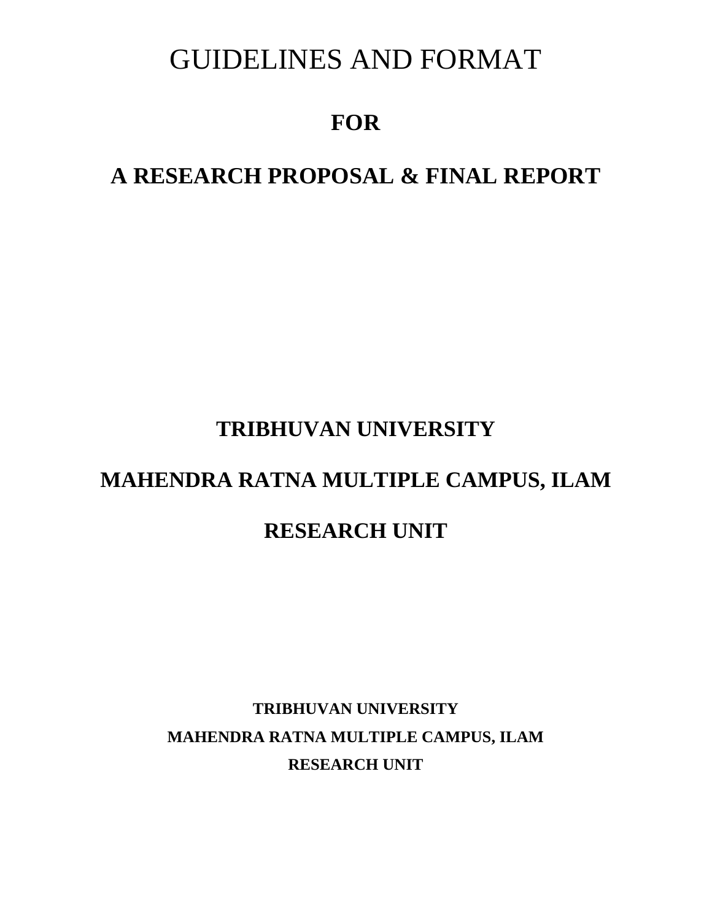# GUIDELINES AND FORMAT

## FOR

## A RESEARCH PROPOSAL & FINAL REPORT

## TRIBHUVAN UNIVERSITY

## MAHENDRA RATNA MULTIPLE CAMPUS, ILAM

## RESEARCH UNIT

**TRIBHUVAN UNIVERSITY**

**MAHENDRA RATNA MULTIPLE CAMPUS, ILAM**

**RESEARCH UNIT**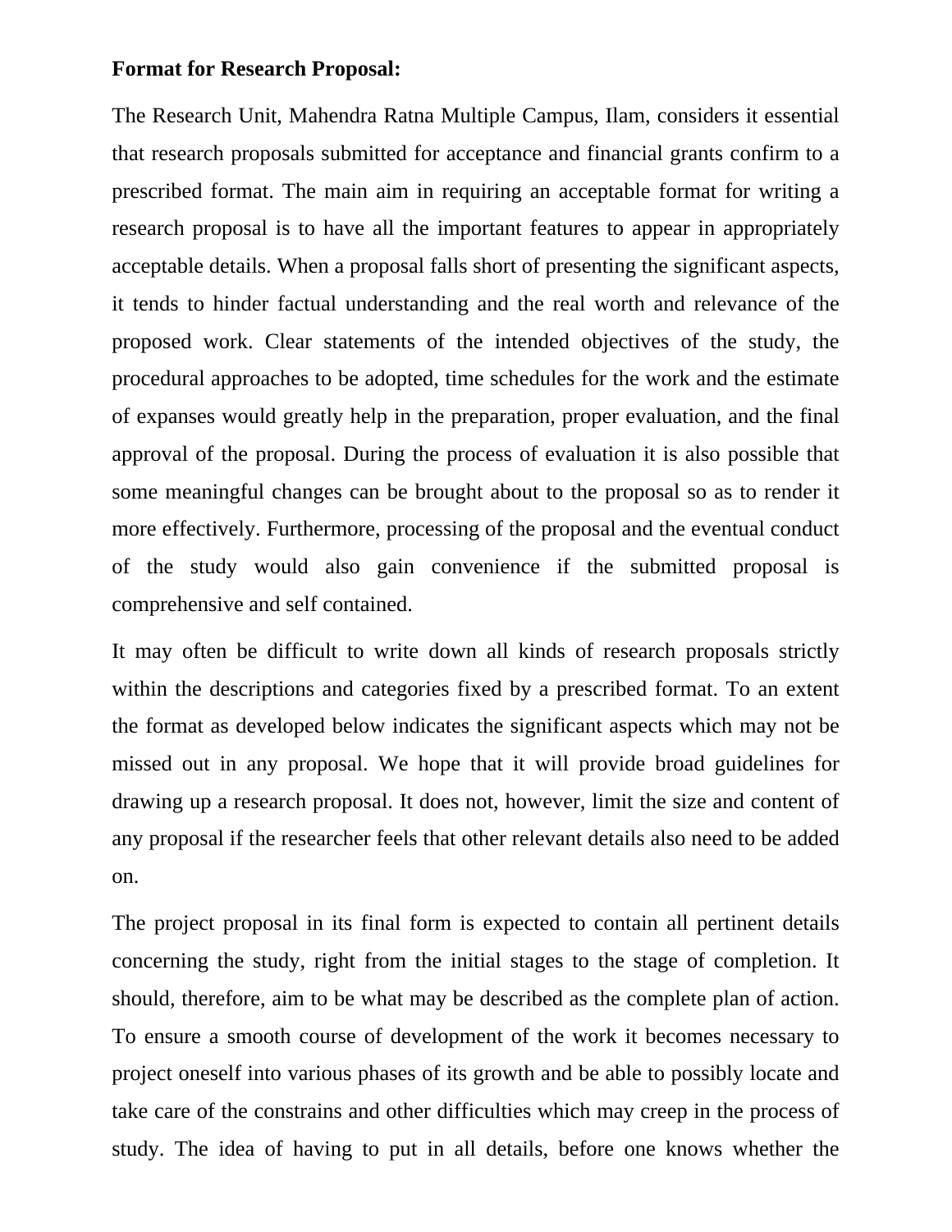**Format for Research Proposal:**

The Research Unit, Mahendra Ratna Multiple Campus, Ilam, considers it essential that research proposals submitted for acceptance and financial grants confirm to a prescribed format. The main aim in requiring an acceptable format for writing a research proposal is to have all the important features to appear in appropriately acceptable details. When a proposal falls short of presenting the significant aspects, it tends to hinder factual understanding and the real worth and relevance of the proposed work. Clear statements of the intended objectives of the study, the procedural approaches to be adopted, time schedules for the work and the estimate of expanses would greatly help in the preparation, proper evaluation, and the final approval of the proposal. During the process of evaluation it is also possible that some meaningful changes can be brought about to the proposal so as to render it more effectively. Furthermore, processing of the proposal and the eventual conduct of the study would also gain convenience if the submitted proposal is comprehensive and self contained.

It may often be difficult to write down all kinds of research proposals strictly within the descriptions and categories fixed by a prescribed format. To an extent the format as developed below indicates the significant aspects which may not be missed out in any proposal. We hope that it will provide broad guidelines for drawing up a research proposal. It does not, however, limit the size and content of any proposal if the researcher feels that other relevant details also need to be added on.

The project proposal in its final form is expected to contain all pertinent details concerning the study, right from the initial stages to the stage of completion. It should, therefore, aim to be what may be described as the complete plan of action. To ensure a smooth course of development of the work it becomes necessary to project oneself into various phases of its growth and be able to possibly locate and take care of the constrains and other difficulties which may creep in the process of study. The idea of having to put in all details, before one knows whether the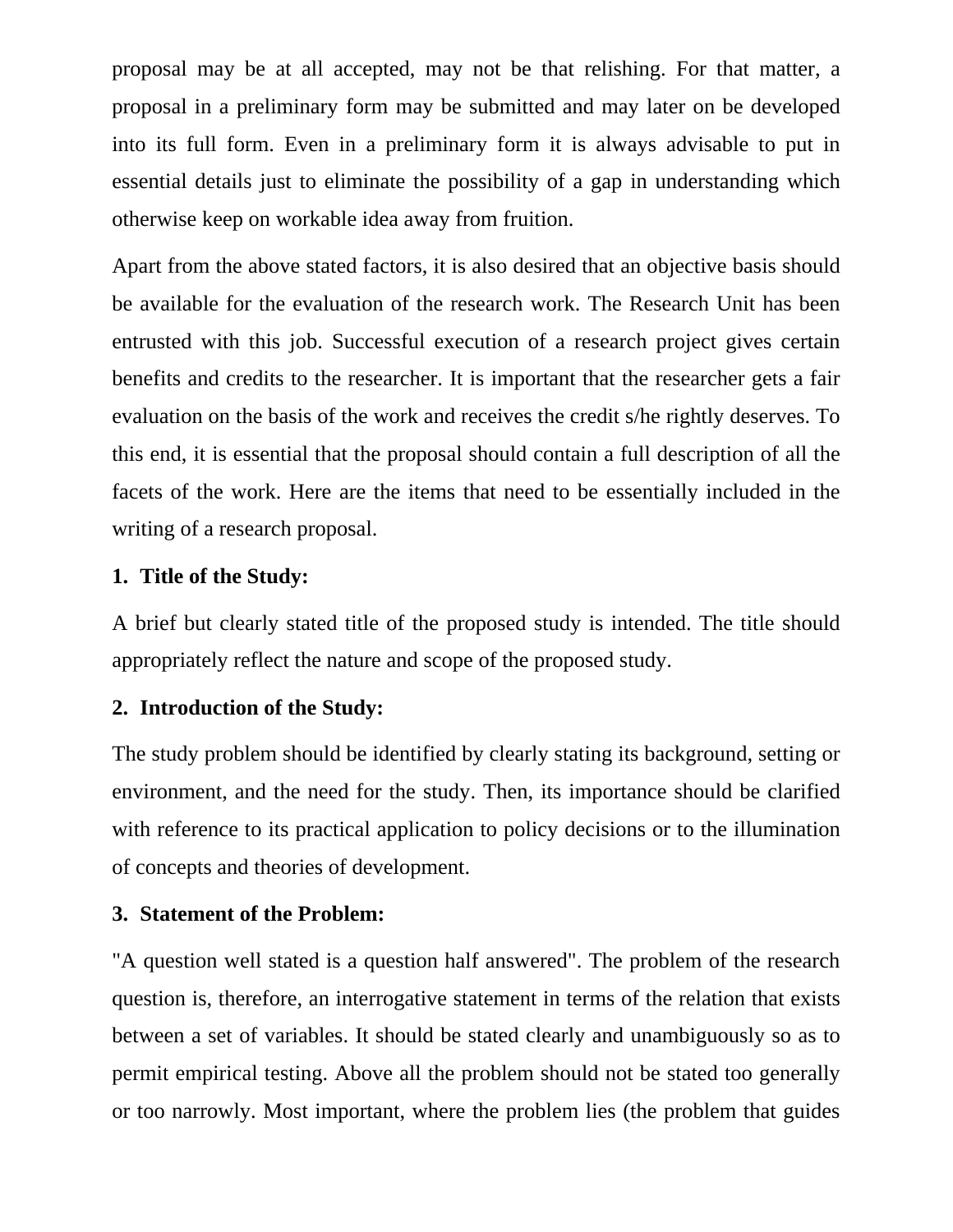proposal may be at all accepted, may not be that relishing. For that matter, a proposal in a preliminary form may be submitted and may later on be developed into its full form. Even in a preliminary form it is always advisable to put in essential details just to eliminate the possibility of a gap in understanding which otherwise keep on workable idea away from fruition.

Apart from the above stated factors, it is also desired that an objective basis should be available for the evaluation of the research work. The Research Unit has been entrusted with this job. Successful execution of a research project gives certain benefits and credits to the researcher. It is important that the researcher gets a fair evaluation on the basis of the work and receives the credit s/he rightly deserves. To this end, it is essential that the proposal should contain a full description of all the facets of the work. Here are the items that need to be essentially included in the writing of a research proposal.

**1. Title of the Study:**

A brief but clearly stated title of the proposed study is intended. The title should appropriately reflect the nature and scope of the proposed study.

**2. Introduction of the Study:**

The study problem should be identified by clearly stating its background, setting or environment, and the need for the study. Then, its importance should be clarified with reference to its practical application to policy decisions or to the illumination of concepts and theories of development.

**3. Statement of the Problem:**

"A question well stated is a question half answered". The problem of the research question is, therefore, an interrogative statement in terms of the relation that exists between a set of variables. It should be stated clearly and unambiguously so as to permit empirical testing. Above all the problem should not be stated too generally or too narrowly. Most important, where the problem lies (the problem that guides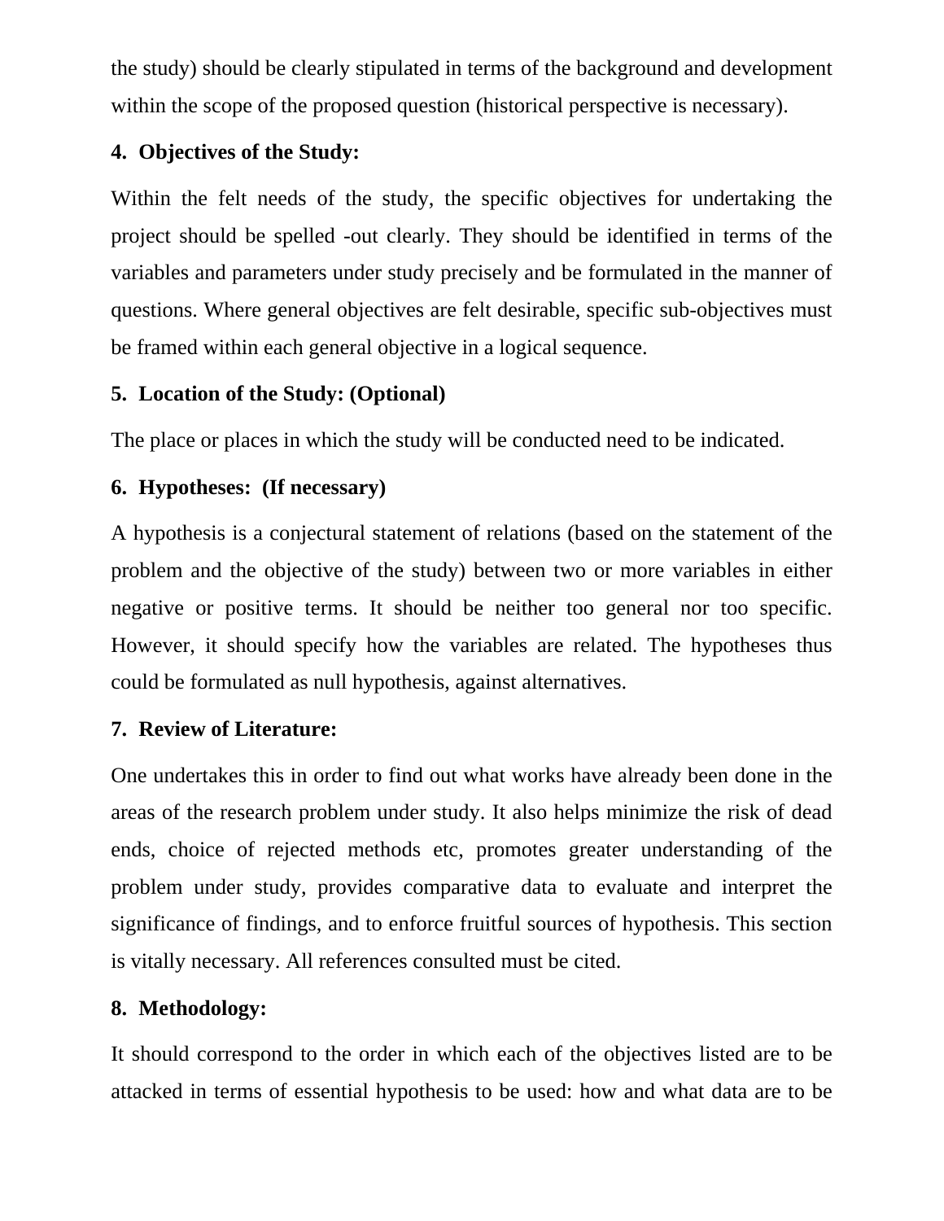the study) should be clearly stipulated in terms of the background and development within the scope of the proposed question (historical perspective is necessary).

**4. Objectives of the Study:**

Within the felt needs of the study, the specific objectives for undertaking the project should be spelled -out clearly. They should be identified in terms of the variables and parameters under study precisely and be formulated in the manner of questions. Where general objectives are felt desirable, specific sub-objectives must be framed within each general objective in a logical sequence.

**5. Location of the Study: (Optional)**

The place or places in which the study will be conducted need to be indicated.

**6. Hypotheses: (If necessary)**

A hypothesis is a conjectural statement of relations (based on the statement of the problem and the objective of the study) between two or more variables in either negative or positive terms. It should be neither too general nor too specific. However, it should specify how the variables are related. The hypotheses thus could be formulated as null hypothesis, against alternatives.

**7. Review of Literature:**

One undertakes this in order to find out what works have already been done in the areas of the research problem under study. It also helps minimize the risk of dead ends, choice of rejected methods etc, promotes greater understanding of the problem under study, provides comparative data to evaluate and interpret the significance of findings, and to enforce fruitful sources of hypothesis. This section is vitally necessary. All references consulted must be cited.

**8. Methodology:**

It should correspond to the order in which each of the objectives listed are to be attacked in terms of essential hypothesis to be used: how and what data are to be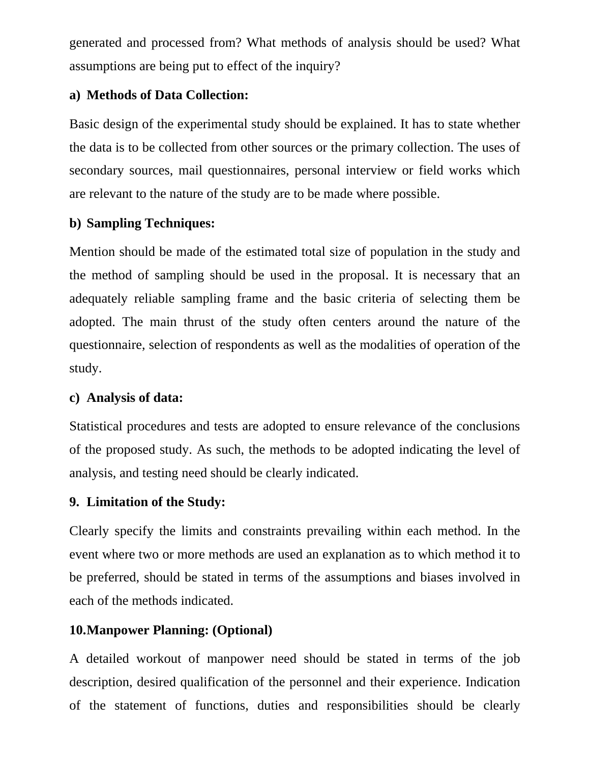generated and processed from? What methods of analysis should be used? What assumptions are being put to effect of the inquiry?

**a) Methods of Data Collection:**

Basic design of the experimental study should be explained. It has to state whether the data is to be collected from other sources or the primary collection. The uses of secondary sources, mail questionnaires, personal interview or field works which are relevant to the nature of the study are to be made where possible.

**b) Sampling Techniques:**

Mention should be made of the estimated total size of population in the study and the method of sampling should be used in the proposal. It is necessary that an adequately reliable sampling frame and the basic criteria of selecting them be adopted. The main thrust of the study often centers around the nature of the questionnaire, selection of respondents as well as the modalities of operation of the study.

**c) Analysis of data:**

Statistical procedures and tests are adopted to ensure relevance of the conclusions of the proposed study. As such, the methods to be adopted indicating the level of analysis, and testing need should be clearly indicated.

**9. Limitation of the Study:**

Clearly specify the limits and constraints prevailing within each method. In the event where two or more methods are used an explanation as to which method it to be preferred, should be stated in terms of the assumptions and biases involved in each of the methods indicated.

**10.Manpower Planning: (Optional)**

A detailed workout of manpower need should be stated in terms of the job description, desired qualification of the personnel and their experience. Indication of the statement of functions, duties and responsibilities should be clearly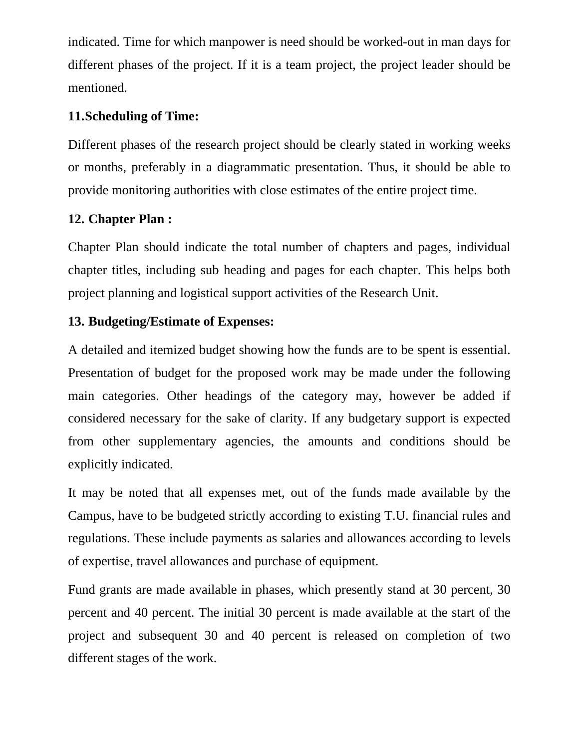indicated. Time for which manpower is need should be worked-out in man days for different phases of the project. If it is a team project, the project leader should be mentioned.

**11.Scheduling of Time:**

Different phases of the research project should be clearly stated in working weeks or months, preferably in a diagrammatic presentation. Thus, it should be able to provide monitoring authorities with close estimates of the entire project time.

**12. Chapter Plan :**

Chapter Plan should indicate the total number of chapters and pages, individual chapter titles, including sub heading and pages for each chapter. This helps both project planning and logistical support activities of the Research Unit.

**13. Budgeting/Estimate of Expenses:**

A detailed and itemized budget showing how the funds are to be spent is essential. Presentation of budget for the proposed work may be made under the following main categories. Other headings of the category may, however be added if considered necessary for the sake of clarity. If any budgetary support is expected from other supplementary agencies, the amounts and conditions should be explicitly indicated.

It may be noted that all expenses met, out of the funds made available by the Campus, have to be budgeted strictly according to existing T.U. financial rules and regulations. These include payments as salaries and allowances according to levels of expertise, travel allowances and purchase of equipment.

Fund grants are made available in phases, which presently stand at 30 percent, 30 percent and 40 percent. The initial 30 percent is made available at the start of the project and subsequent 30 and 40 percent is released on completion of two different stages of the work.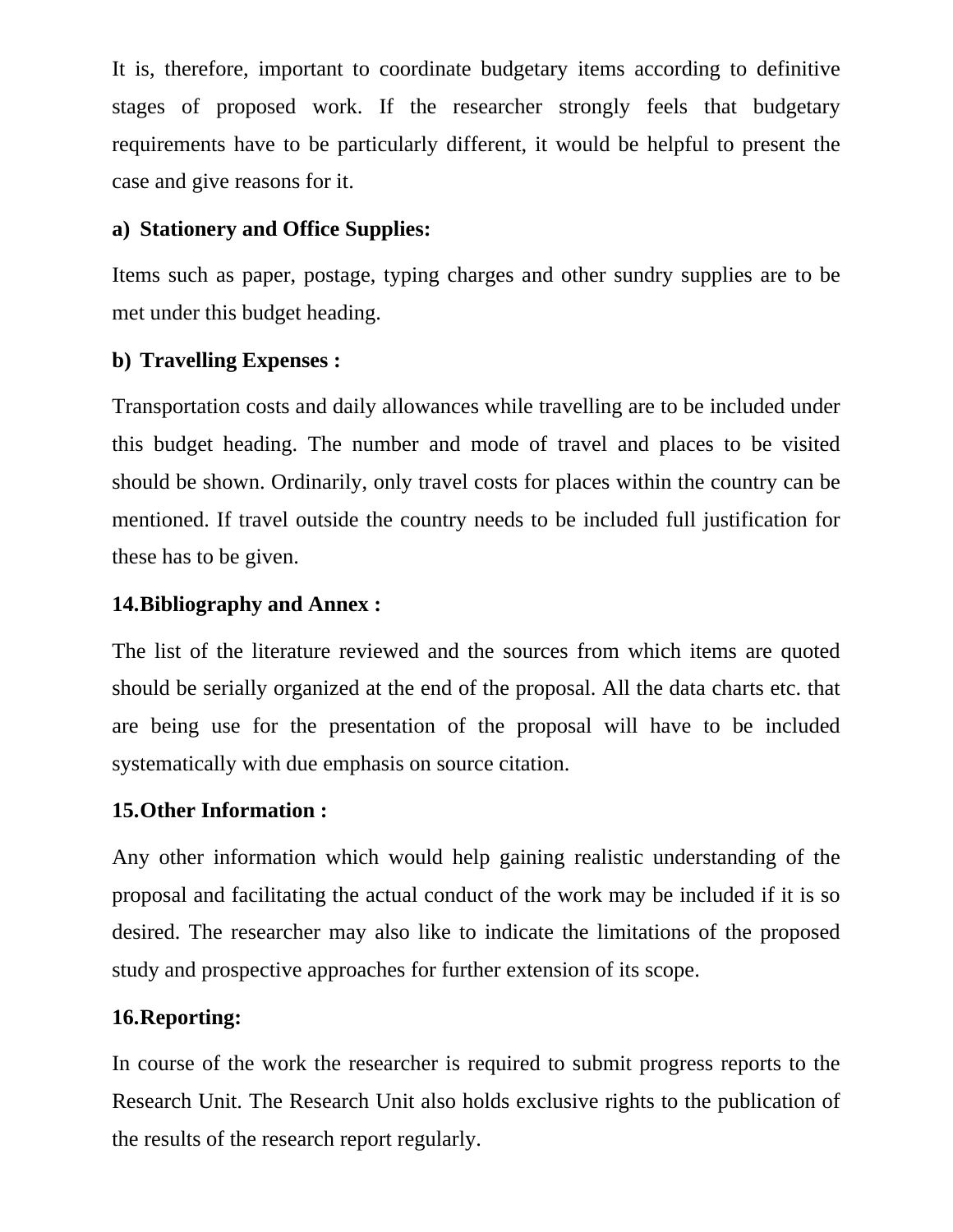It is, therefore, important to coordinate budgetary items according to definitive stages of proposed work. If the researcher strongly feels that budgetary requirements have to be particularly different, it would be helpful to present the case and give reasons for it.

**a) Stationery and Office Supplies:**

Items such as paper, postage, typing charges and other sundry supplies are to be met under this budget heading.

**b) Travelling Expenses :**

Transportation costs and daily allowances while travelling are to be included under this budget heading. The number and mode of travel and places to be visited should be shown. Ordinarily, only travel costs for places within the country can be mentioned. If travel outside the country needs to be included full justification for these has to be given.

**14.Bibliography and Annex :**

The list of the literature reviewed and the sources from which items are quoted should be serially organized at the end of the proposal. All the data charts etc. that are being use for the presentation of the proposal will have to be included systematically with due emphasis on source citation.

**15.Other Information :**

Any other information which would help gaining realistic understanding of the proposal and facilitating the actual conduct of the work may be included if it is so desired. The researcher may also like to indicate the limitations of the proposed study and prospective approaches for further extension of its scope.

**16.Reporting:**

In course of the work the researcher is required to submit progress reports to the Research Unit. The Research Unit also holds exclusive rights to the publication of the results of the research report regularly.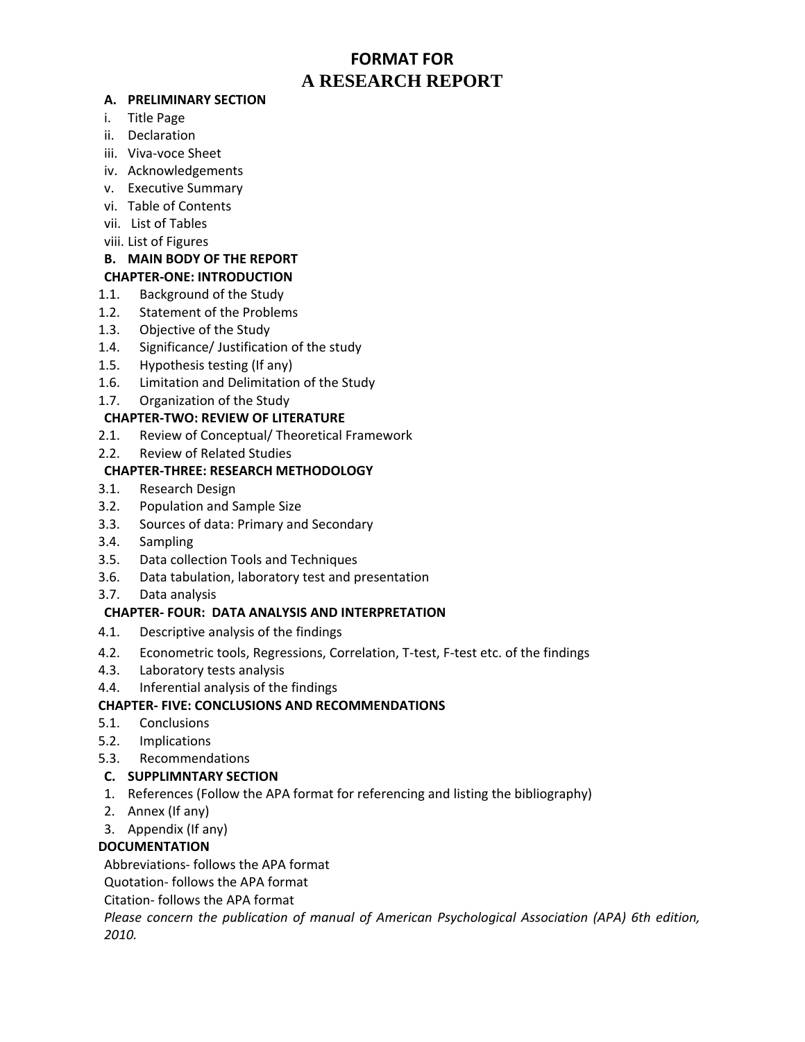# FORMAT FOR
# A RESEARCH REPORT

**A. PRELIMINARY SECTION**

i. Title Page
ii. Declaration
iii. Viva-voce Sheet
iv. Acknowledgements
v. Executive Summary
vi. Table of Contents
vii. List of Tables
viii. List of Figures

**B. MAIN BODY OF THE REPORT**

**CHAPTER-ONE: INTRODUCTION**

1.1. Background of the Study
1.2. Statement of the Problems
1.3. Objective of the Study
1.4. Significance/ Justification of the study
1.5. Hypothesis testing (If any)
1.6. Limitation and Delimitation of the Study
1.7. Organization of the Study

**CHAPTER-TWO: REVIEW OF LITERATURE**

2.1. Review of Conceptual/ Theoretical Framework
2.2. Review of Related Studies

**CHAPTER-THREE: RESEARCH METHODOLOGY**

3.1. Research Design
3.2. Population and Sample Size
3.3. Sources of data: Primary and Secondary
3.4. Sampling
3.5. Data collection Tools and Techniques
3.6. Data tabulation, laboratory test and presentation
3.7. Data analysis

**CHAPTER- FOUR: DATA ANALYSIS AND INTERPRETATION**

4.1. Descriptive analysis of the findings
4.2. Econometric tools, Regressions, Correlation, T-test, F-test etc. of the findings
4.3. Laboratory tests analysis
4.4. Inferential analysis of the findings

**CHAPTER- FIVE: CONCLUSIONS AND RECOMMENDATIONS**

5.1. Conclusions
5.2. Implications
5.3. Recommendations

**C. SUPPLIMNTARY SECTION**

1. References (Follow the APA format for referencing and listing the bibliography)
2. Annex (If any)
3. Appendix (If any)

**DOCUMENTATION**

Abbreviations- follows the APA format
Quotation- follows the APA format
Citation- follows the APA format

*Please concern the publication of manual of American Psychological Association (APA) 6th edition, 2010.*